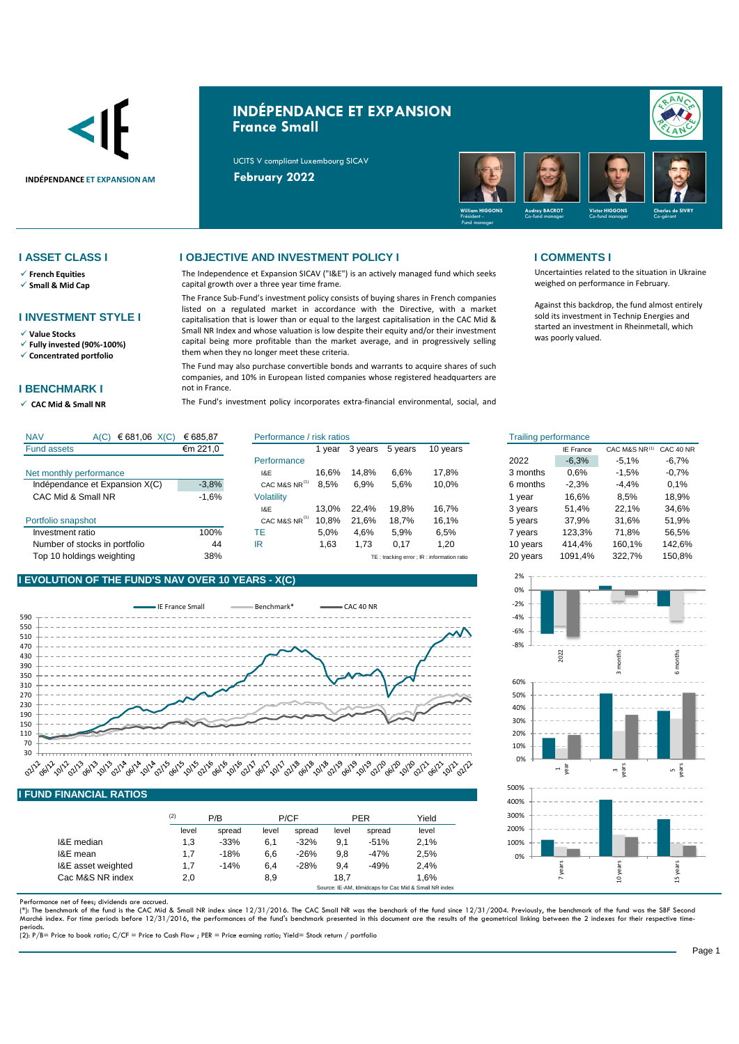INDÉPENDANCE ET EXPANSION AM

# INDÉPENDANCE ET EXPANSION
## France Small

UCITS V compliant Luxembourg SICAV

**February 2022**

William HIGGONS – Président - Fund manager; Audrey BACROT – Co-fund manager; Victor HIGGONS – Co-fund manager; Charles de SIVRY – Co-gérant

## I ASSET CLASS I

- French Equities
- Small & Mid Cap

## I INVESTMENT STYLE I

- Value Stocks
- Fully invested (90%-100%)
- Concentrated portfolio

## I BENCHMARK I

- CAC Mid & Small NR

## I OBJECTIVE AND INVESTMENT POLICY I

The Independence et Expansion SICAV ("I&E") is an actively managed fund which seeks capital growth over a three year time frame.

The France Sub-Fund's investment policy consists of buying shares in French companies listed on a regulated market in accordance with the Directive, with a market capitalisation that is lower than or equal to the largest capitalisation in the CAC Mid & Small NR Index and whose valuation is low despite their equity and/or their investment capital being more profitable than the market average, and in progressively selling them when they no longer meet these criteria.

The Fund may also purchase convertible bonds and warrants to acquire shares of such companies, and 10% in European listed companies whose registered headquarters are not in France.

The Fund's investment policy incorporates extra-financial environmental, social, and

## I COMMENTS I

Uncertainties related to the situation in Ukraine weighed on performance in February.

Against this backdrop, the fund almost entirely sold its investment in Technip Energies and started an investment in Rheinmetall, which was poorly valued.

| NAV | A(C) € 681,06 | X(C) € 685,87 |
|---|---|---|
| Fund assets | | €m 221,0 |
| **Net monthly performance** | | |
| Indépendance et Expansion X(C) | | -3,8% |
| CAC Mid & Small NR | | -1,6% |
| **Portfolio snapshot** | | |
| Investment ratio | | 100% |
| Number of stocks in portfolio | | 44 |
| Top 10 holdings weighting | | 38% |

| Performance / risk ratios | 1 year | 3 years | 5 years | 10 years |
|---|---|---|---|---|
| **Performance** | | | | |
| I&E | 16,6% | 14,8% | 6,6% | 17,8% |
| CAC M&S NR[1] | 8,5% | 6,9% | 5,6% | 10,0% |
| **Volatility** | | | | |
| I&E | 13,0% | 22,4% | 19,8% | 16,7% |
| CAC M&S NR[1] | 10,8% | 21,6% | 18,7% | 16,1% |
| TE | 5,0% | 4,6% | 5,9% | 6,5% |
| IR | 1,63 | 1,73 | 0,17 | 1,20 |

TE : tracking error ; IR : information ratio

| Trailing performance | IE France | CAC M&S NR[1] | CAC 40 NR |
|---|---|---|---|
| 2022 | -6,3% | -5,1% | -6,7% |
| 3 months | 0,6% | -1,5% | -0,7% |
| 6 months | -2,3% | -4,4% | 0,1% |
| 1 year | 16,6% | 8,5% | 18,9% |
| 3 years | 51,4% | 22,1% | 34,6% |
| 5 years | 37,9% | 31,6% | 51,9% |
| 7 years | 123,3% | 71,8% | 56,5% |
| 10 years | 414,4% | 160,1% | 142,6% |
| 20 years | 1091,4% | 322,7% | 150,8% |

## I EVOLUTION OF THE FUND'S NAV OVER 10 YEARS - X(C)

IE France Small — Benchmark* — CAC 40 NR

## I FUND FINANCIAL RATIOS

| (2) | P/B | | P/CF | | PER | | Yield |
|---|---|---|---|---|---|---|---|
| | level | spread | level | spread | level | spread | level |
| I&E median | 1,3 | -33% | 6,1 | -32% | 9,1 | -51% | 2,1% |
| I&E mean | 1,7 | -18% | 6,6 | -26% | 9,8 | -47% | 2,5% |
| I&E asset weighted | 1,7 | -14% | 6,4 | -28% | 9,4 | -49% | 2,4% |
| Cac M&S NR index | 2,0 | | 8,9 | | 18,7 | | 1,6% |

Source: IE-AM, Idmidcaps for Cac Mid & Small NR index

Performance net of fees; dividends are accrued.

(*): The benchmark of the fund is the CAC Mid & Small NR index since 12/31/2016. The CAC Small NR was the benchark of the fund since 12/31/2004. Previously, the benchmark of the fund was the SBF Second Marché index. For time periods before 12/31/2016, the performances of the fund's benchmark presented in this document are the results of the geometrical linking between the 2 indexes for their respective time-periods.

(2): P/B= Price to book ratio; C/CF = Price to Cash Flow ; PER = Price earning ratio; Yield= Stock return / portfolio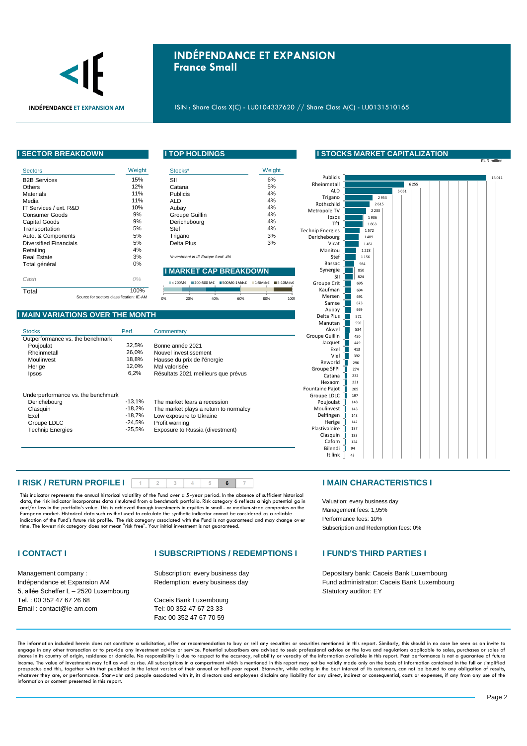# INDÉPENDANCE ET EXPANSION
## France Small

INDÉPENDANCE ET EXPANSION AM

ISIN : Share Class X(C) - LU0104337620 // Share Class A(C) - LU0131510165

## I SECTOR BREAKDOWN

| Sectors | Weight |
|---|---|
| B2B Services | 15% |
| Others | 12% |
| Materials | 11% |
| Media | 11% |
| IT Services / ext. R&D | 10% |
| Consumer Goods | 9% |
| Capital Goods | 9% |
| Transportation | 5% |
| Auto. & Components | 5% |
| Diversified Financials | 5% |
| Retailing | 4% |
| Real Estate | 3% |
| Total général | 0% |
| *Cash* | *0%* |
| Total | 100% |

Source for sectors classification: IE-AM

## I TOP HOLDINGS

| Stocks* | Weight |
|---|---|
| SII | 6% |
| Catana | 5% |
| Publicis | 4% |
| ALD | 4% |
| Aubay | 4% |
| Groupe Guillin | 4% |
| Derichebourg | 4% |
| Stef | 4% |
| Trigano | 3% |
| Delta Plus | 3% |

*Investment in IE Europe fund: 4%*

## I MARKET CAP BREAKDOWN

< 200M€ | 200-500 M€ | 500M€-1Mds€ | 1-5Mds€ | 5-10Mds€

0% 20% 40% 60% 80% 100%

## I STOCKS MARKET CAPITALIZATION

EUR million

Publicis 15 011
Rheinmetall 6 255
ALD 5 051
Trigano 2 953
Rothschild 2 615
Metropole TV 2 233
Ipsos 1 906
Tf1 1 863
Technip Energies 1 572
Derichebourg 1 489
Vicat 1 451
Manitou 1 218
Stef 1 156
Bassac 984
Synergie 850
SII 824
Groupe Crit 695
Kaufman 694
Mersen 691
Samse 673
Aubay 669
Delta Plus 572
Manutan 550
Akwel 534
Groupe Guillin 450
Jacquet 449
Exel 413
Viel 392
Reworld 296
Groupe SFPI 274
Catana 232
Hexaom 231
Fountaine Pajot 209
Groupe LDLC 197
Poujoulat 148
Moulinvest 143
Delfingen 143
Herige 142
Plastivaloire 137
Clasquin 133
Cafom 124
Bilendi 94
It link 43

## I MAIN VARIATIONS OVER THE MONTH

| Stocks | Perf. | Commentary |
|---|---|---|
| Outperformance vs. the benchmark | | |
| Poujoulat | 32,5% | Bonne année 2021 |
| Rheinmetall | 26,0% | Nouvel investissement |
| Moulinvest | 18,8% | Hausse du prix de l'énergie |
| Herige | 12,0% | Mal valorisée |
| Ipsos | 6,2% | Résultats 2021 meilleurs que prévus |
| Underperformance vs. the benchmark | | |
| Derichebourg | -13,1% | The market fears a recession |
| Clasquin | -18,2% | The market plays a return to normalcy |
| Exel | -18,7% | Low exposure to Ukraine |
| Groupe LDLC | -24,5% | Profit warning |
| Technip Energies | -25,5% | Exposure to Russia (divestment) |

## I RISK / RETURN PROFILE I

1 2 3 4 5 **6** 7

This indicator represents the annual historical volatility of the Fund over a 5-year period. In the absence of sufficient historical data, the risk indicator incorporates data simulated from a benchmark portfolio. Risk category 6 reflects a high potential gain and/or loss in the portfolio's value. This is achieved through investments in equities in small- or medium-sized companies on the European market. Historical data such as that used to calculate the synthetic indicator cannot be considered as a reliable indication of the Fund's future risk profile. The risk category associated with the Fund is not guaranteed and may change over time. The lowest risk category does not mean "risk free". Your initial investment is not guaranteed.

## I MAIN CHARACTERISTICS I

Valuation: every business day

Management fees: 1,95%

Performance fees: 10%

Subscription and Redemption fees: 0%

## I CONTACT I

Management company :
Indépendance et Expansion AM
5, allée Scheffer L – 2520 Luxembourg
Tel. : 00 352 47 67 26 68
Email : contact@ie-am.com

## I SUBSCRIPTIONS / REDEMPTIONS I

Subscription: every business day
Redemption: every business day

Caceis Bank Luxembourg
Tel: 00 352 47 67 23 33
Fax: 00 352 47 67 70 59

## I FUND'S THIRD PARTIES I

Depositary bank: Caceis Bank Luxembourg
Fund administrator: Caceis Bank Luxembourg
Statutory auditor: EY

The information included herein does not constitute a solicitation, offer or recommendation to buy or sell any securities or securities mentioned in this report. Similarly, this should in no case be seen as an invite to engage in any other transaction or to provide any investment advice or service. Potential subscribers are advised to seek professional advice on the laws and regulations applicable to sales, purchases or sales of shares in its country of origin, residence or domicile. No responsibility is due to respect to the accuracy, reliability or veracity of the information available in this report. Past performance is not a guarantee of future income. The value of investments may fall as well as rise. All subscriptions in a compartment which is mentioned in this report may not be validly made only on the basis of information contained in the full or simplified prospectus and this, together with that published in the latest version of their annual or half-year report. Stanwahr, while acting in the best interest of its customers, can not be bound to any obligation of results, whatever they are, or performance. Stanwahr and people associated with it, its directors and employees disclaim any liability for any direct, indirect or consequential, costs or expenses, if any from any use of the information or content presented in this report.